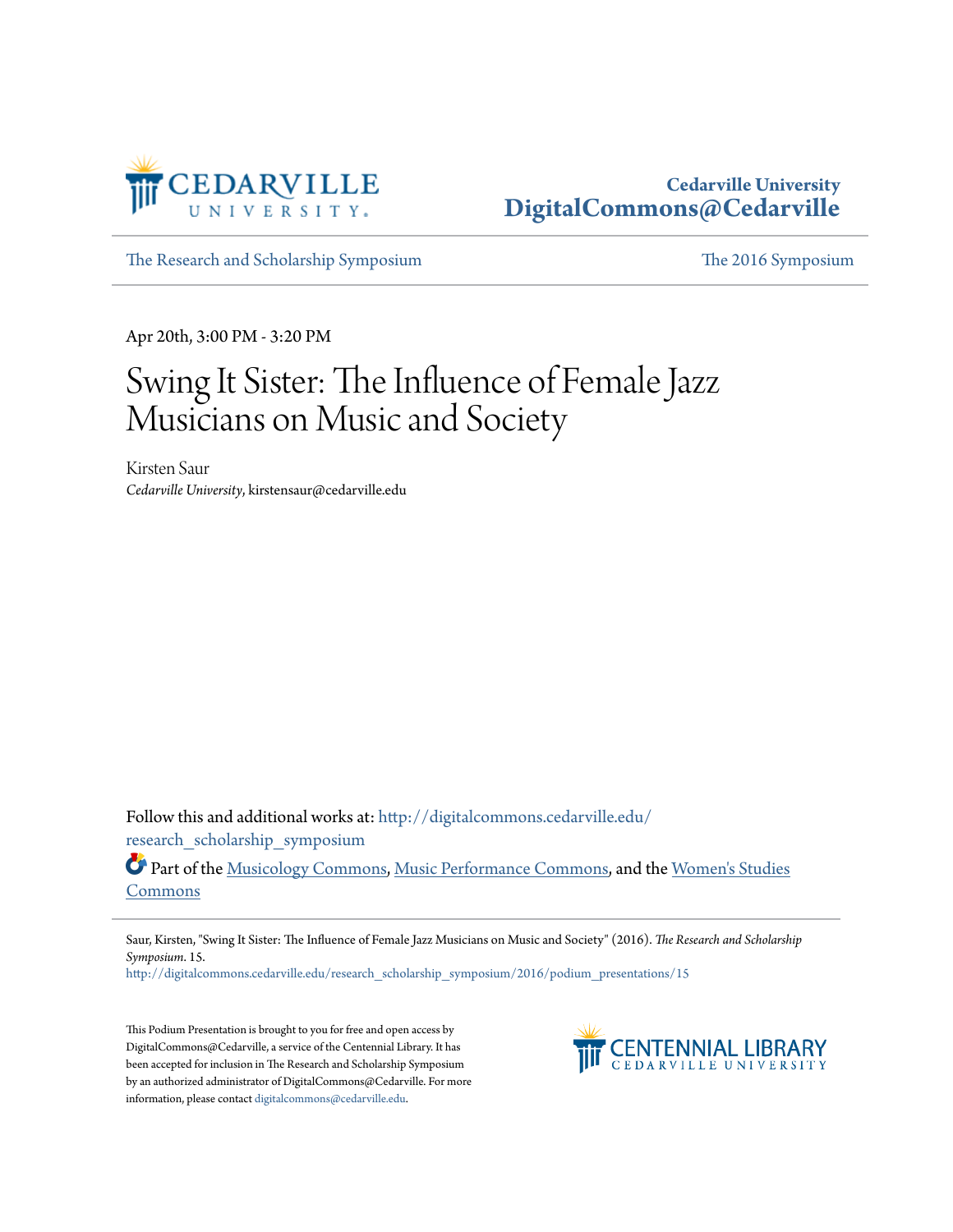Cedarville University
DigitalCommons@Cedarville

The Research and Scholarship Symposium | The 2016 Symposium

Apr 20th, 3:00 PM - 3:20 PM

# Swing It Sister: The Influence of Female Jazz Musicians on Music and Society

Kirsten Saur
*Cedarville University*, kirstensaur@cedarville.edu

Follow this and additional works at: http://digitalcommons.cedarville.edu/research_scholarship_symposium

Part of the Musicology Commons, Music Performance Commons, and the Women's Studies Commons

Saur, Kirsten, "Swing It Sister: The Influence of Female Jazz Musicians on Music and Society" (2016). *The Research and Scholarship Symposium*. 15.
http://digitalcommons.cedarville.edu/research_scholarship_symposium/2016/podium_presentations/15

This Podium Presentation is brought to you for free and open access by DigitalCommons@Cedarville, a service of the Centennial Library. It has been accepted for inclusion in The Research and Scholarship Symposium by an authorized administrator of DigitalCommons@Cedarville. For more information, please contact digitalcommons@cedarville.edu.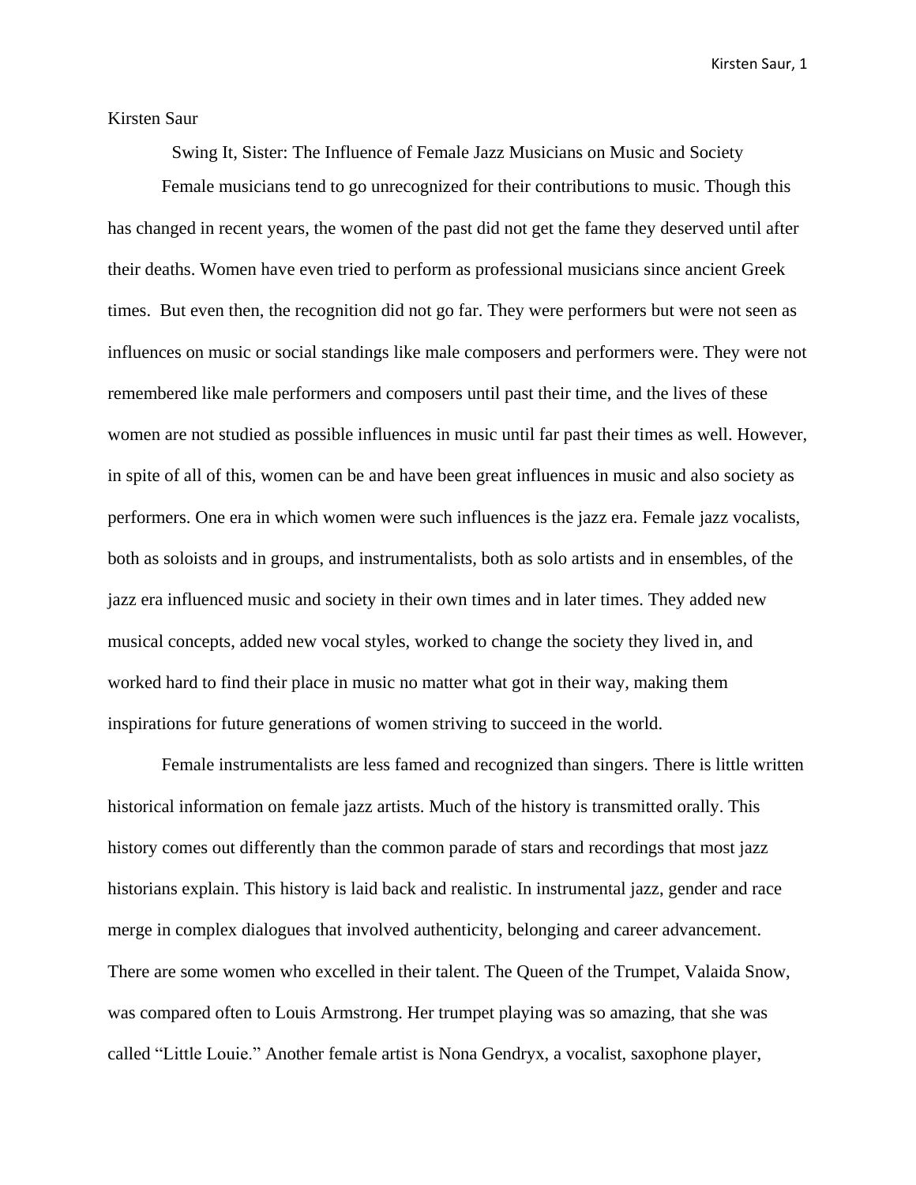Kirsten Saur

Swing It, Sister: The Influence of Female Jazz Musicians on Music and Society

Female musicians tend to go unrecognized for their contributions to music. Though this has changed in recent years, the women of the past did not get the fame they deserved until after their deaths. Women have even tried to perform as professional musicians since ancient Greek times. But even then, the recognition did not go far. They were performers but were not seen as influences on music or social standings like male composers and performers were. They were not remembered like male performers and composers until past their time, and the lives of these women are not studied as possible influences in music until far past their times as well. However, in spite of all of this, women can be and have been great influences in music and also society as performers. One era in which women were such influences is the jazz era. Female jazz vocalists, both as soloists and in groups, and instrumentalists, both as solo artists and in ensembles, of the jazz era influenced music and society in their own times and in later times. They added new musical concepts, added new vocal styles, worked to change the society they lived in, and worked hard to find their place in music no matter what got in their way, making them inspirations for future generations of women striving to succeed in the world.

Female instrumentalists are less famed and recognized than singers. There is little written historical information on female jazz artists. Much of the history is transmitted orally. This history comes out differently than the common parade of stars and recordings that most jazz historians explain. This history is laid back and realistic. In instrumental jazz, gender and race merge in complex dialogues that involved authenticity, belonging and career advancement. There are some women who excelled in their talent. The Queen of the Trumpet, Valaida Snow, was compared often to Louis Armstrong. Her trumpet playing was so amazing, that she was called "Little Louie." Another female artist is Nona Gendryx, a vocalist, saxophone player,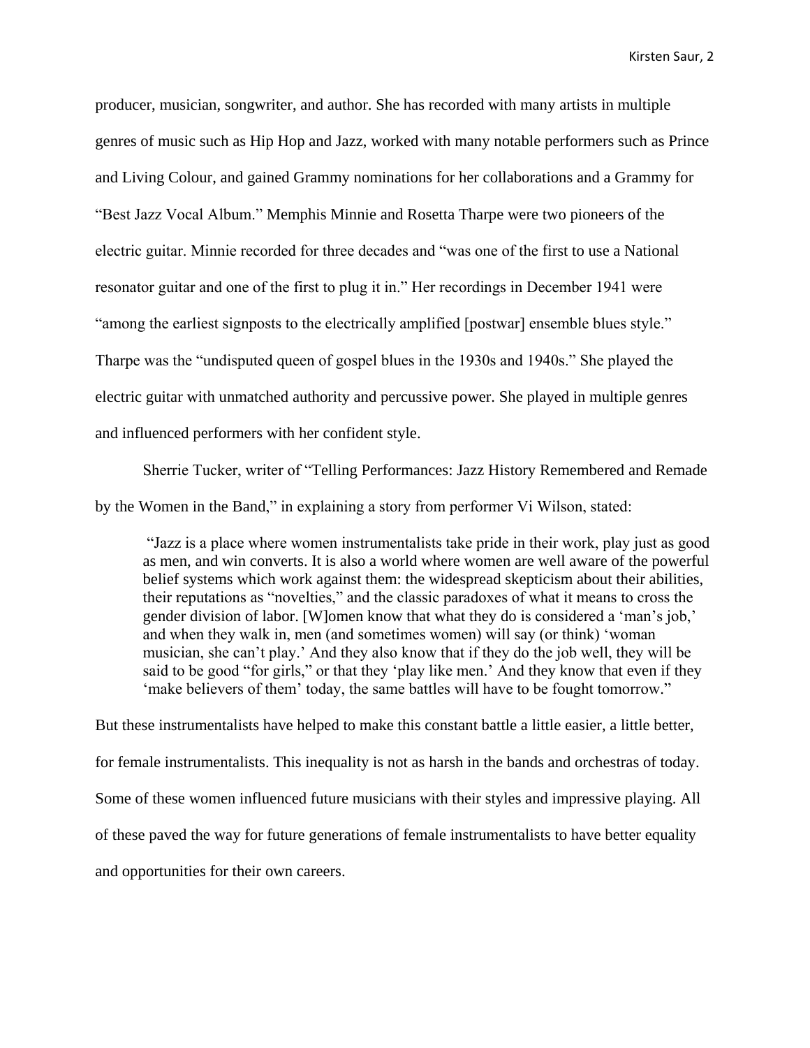producer, musician, songwriter, and author. She has recorded with many artists in multiple genres of music such as Hip Hop and Jazz, worked with many notable performers such as Prince and Living Colour, and gained Grammy nominations for her collaborations and a Grammy for "Best Jazz Vocal Album." Memphis Minnie and Rosetta Tharpe were two pioneers of the electric guitar. Minnie recorded for three decades and "was one of the first to use a National resonator guitar and one of the first to plug it in." Her recordings in December 1941 were "among the earliest signposts to the electrically amplified [postwar] ensemble blues style." Tharpe was the "undisputed queen of gospel blues in the 1930s and 1940s." She played the electric guitar with unmatched authority and percussive power. She played in multiple genres and influenced performers with her confident style.

Sherrie Tucker, writer of "Telling Performances: Jazz History Remembered and Remade by the Women in the Band," in explaining a story from performer Vi Wilson, stated:

> "Jazz is a place where women instrumentalists take pride in their work, play just as good as men, and win converts. It is also a world where women are well aware of the powerful belief systems which work against them: the widespread skepticism about their abilities, their reputations as "novelties," and the classic paradoxes of what it means to cross the gender division of labor. [W]omen know that what they do is considered a 'man's job,' and when they walk in, men (and sometimes women) will say (or think) 'woman musician, she can't play.' And they also know that if they do the job well, they will be said to be good "for girls," or that they 'play like men.' And they know that even if they 'make believers of them' today, the same battles will have to be fought tomorrow."

But these instrumentalists have helped to make this constant battle a little easier, a little better, for female instrumentalists. This inequality is not as harsh in the bands and orchestras of today. Some of these women influenced future musicians with their styles and impressive playing. All of these paved the way for future generations of female instrumentalists to have better equality and opportunities for their own careers.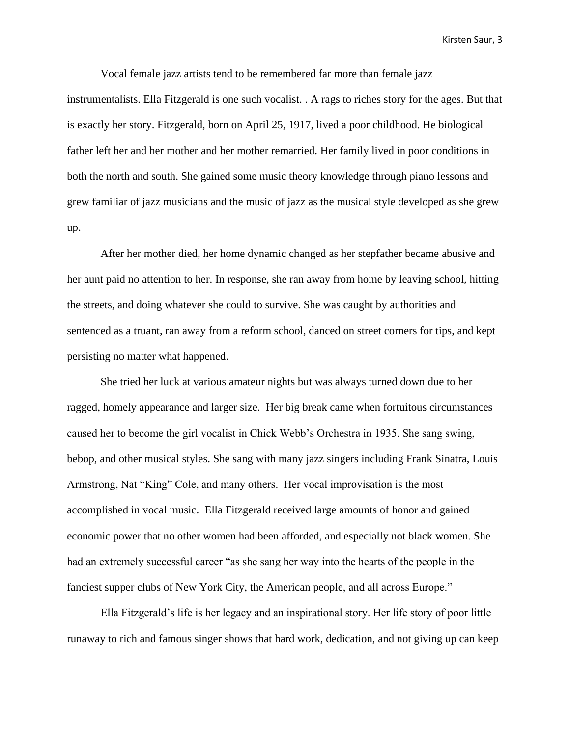Vocal female jazz artists tend to be remembered far more than female jazz instrumentalists. Ella Fitzgerald is one such vocalist. . A rags to riches story for the ages. But that is exactly her story. Fitzgerald, born on April 25, 1917, lived a poor childhood. He biological father left her and her mother and her mother remarried. Her family lived in poor conditions in both the north and south. She gained some music theory knowledge through piano lessons and grew familiar of jazz musicians and the music of jazz as the musical style developed as she grew up.

After her mother died, her home dynamic changed as her stepfather became abusive and her aunt paid no attention to her. In response, she ran away from home by leaving school, hitting the streets, and doing whatever she could to survive. She was caught by authorities and sentenced as a truant, ran away from a reform school, danced on street corners for tips, and kept persisting no matter what happened.

She tried her luck at various amateur nights but was always turned down due to her ragged, homely appearance and larger size. Her big break came when fortuitous circumstances caused her to become the girl vocalist in Chick Webb's Orchestra in 1935. She sang swing, bebop, and other musical styles. She sang with many jazz singers including Frank Sinatra, Louis Armstrong, Nat "King" Cole, and many others. Her vocal improvisation is the most accomplished in vocal music. Ella Fitzgerald received large amounts of honor and gained economic power that no other women had been afforded, and especially not black women. She had an extremely successful career "as she sang her way into the hearts of the people in the fanciest supper clubs of New York City, the American people, and all across Europe."

Ella Fitzgerald's life is her legacy and an inspirational story. Her life story of poor little runaway to rich and famous singer shows that hard work, dedication, and not giving up can keep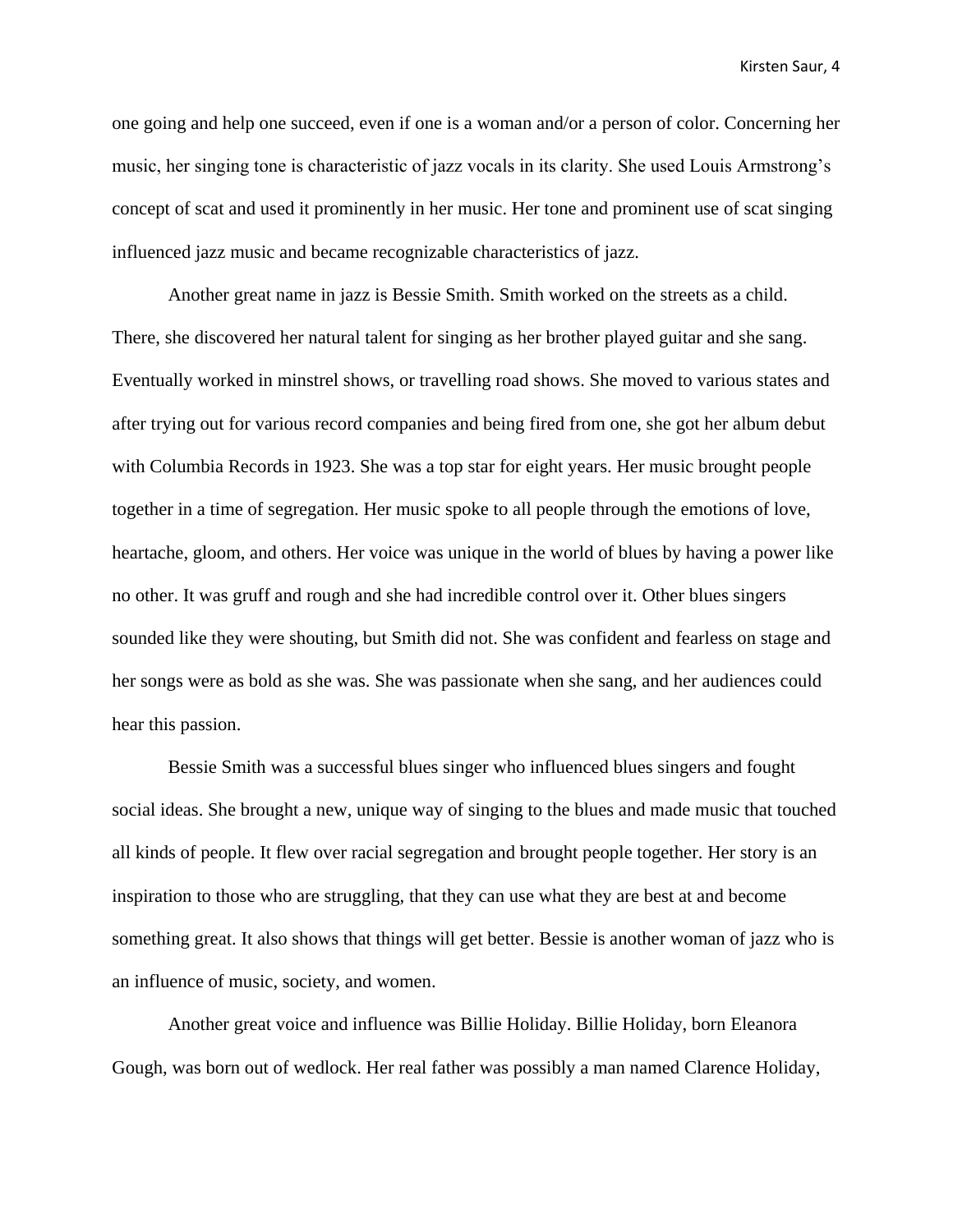one going and help one succeed, even if one is a woman and/or a person of color. Concerning her music, her singing tone is characteristic of jazz vocals in its clarity. She used Louis Armstrong's concept of scat and used it prominently in her music. Her tone and prominent use of scat singing influenced jazz music and became recognizable characteristics of jazz.

Another great name in jazz is Bessie Smith. Smith worked on the streets as a child. There, she discovered her natural talent for singing as her brother played guitar and she sang. Eventually worked in minstrel shows, or travelling road shows. She moved to various states and after trying out for various record companies and being fired from one, she got her album debut with Columbia Records in 1923. She was a top star for eight years. Her music brought people together in a time of segregation. Her music spoke to all people through the emotions of love, heartache, gloom, and others. Her voice was unique in the world of blues by having a power like no other. It was gruff and rough and she had incredible control over it. Other blues singers sounded like they were shouting, but Smith did not. She was confident and fearless on stage and her songs were as bold as she was. She was passionate when she sang, and her audiences could hear this passion.

Bessie Smith was a successful blues singer who influenced blues singers and fought social ideas. She brought a new, unique way of singing to the blues and made music that touched all kinds of people. It flew over racial segregation and brought people together. Her story is an inspiration to those who are struggling, that they can use what they are best at and become something great. It also shows that things will get better. Bessie is another woman of jazz who is an influence of music, society, and women.

Another great voice and influence was Billie Holiday. Billie Holiday, born Eleanora Gough, was born out of wedlock. Her real father was possibly a man named Clarence Holiday,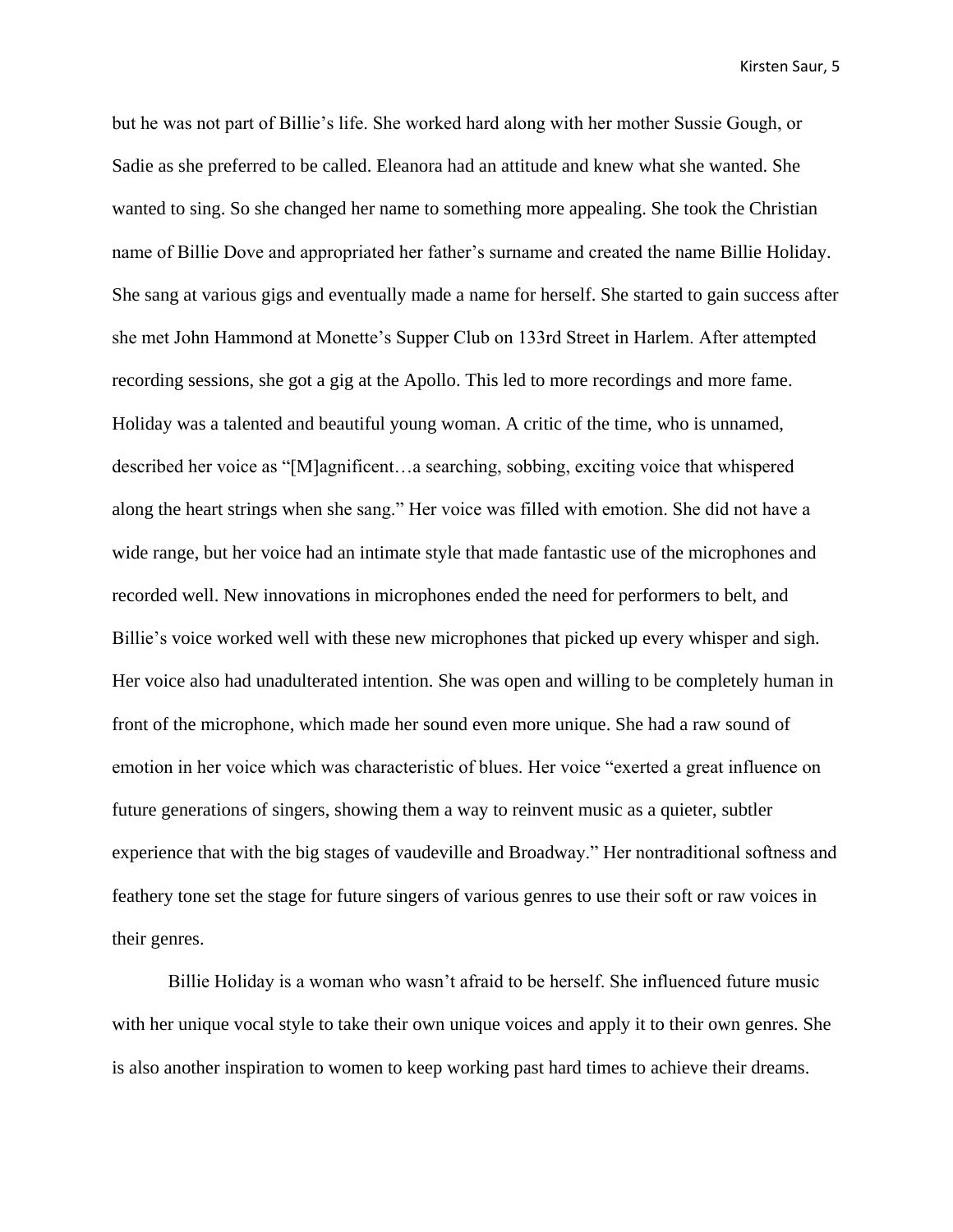but he was not part of Billie's life. She worked hard along with her mother Sussie Gough, or Sadie as she preferred to be called. Eleanora had an attitude and knew what she wanted. She wanted to sing. So she changed her name to something more appealing. She took the Christian name of Billie Dove and appropriated her father's surname and created the name Billie Holiday. She sang at various gigs and eventually made a name for herself. She started to gain success after she met John Hammond at Monette's Supper Club on 133rd Street in Harlem. After attempted recording sessions, she got a gig at the Apollo. This led to more recordings and more fame. Holiday was a talented and beautiful young woman. A critic of the time, who is unnamed, described her voice as "[M]agnificent…a searching, sobbing, exciting voice that whispered along the heart strings when she sang." Her voice was filled with emotion. She did not have a wide range, but her voice had an intimate style that made fantastic use of the microphones and recorded well. New innovations in microphones ended the need for performers to belt, and Billie's voice worked well with these new microphones that picked up every whisper and sigh. Her voice also had unadulterated intention. She was open and willing to be completely human in front of the microphone, which made her sound even more unique. She had a raw sound of emotion in her voice which was characteristic of blues. Her voice "exerted a great influence on future generations of singers, showing them a way to reinvent music as a quieter, subtler experience that with the big stages of vaudeville and Broadway." Her nontraditional softness and feathery tone set the stage for future singers of various genres to use their soft or raw voices in their genres.

Billie Holiday is a woman who wasn't afraid to be herself. She influenced future music with her unique vocal style to take their own unique voices and apply it to their own genres. She is also another inspiration to women to keep working past hard times to achieve their dreams.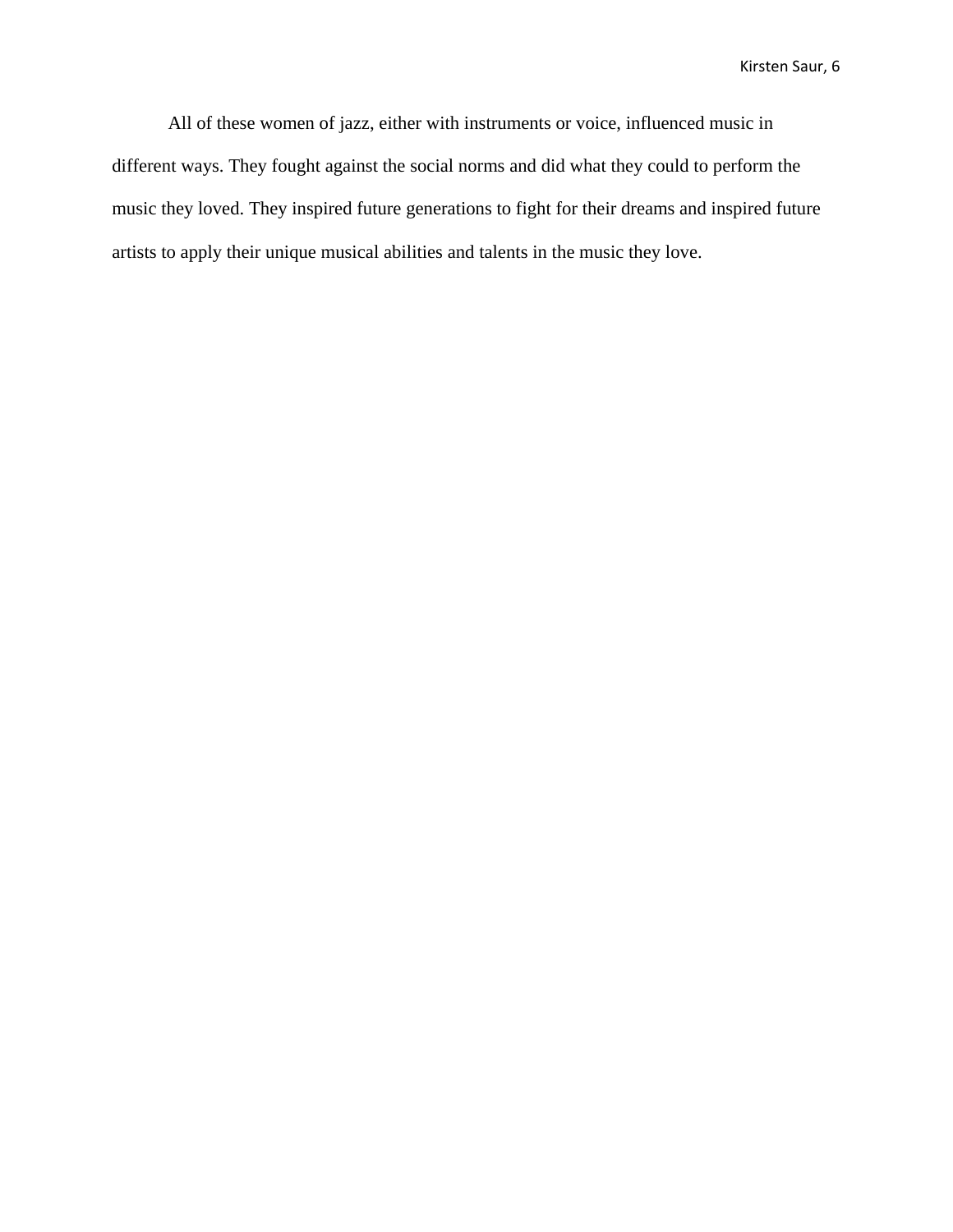All of these women of jazz, either with instruments or voice, influenced music in different ways. They fought against the social norms and did what they could to perform the music they loved. They inspired future generations to fight for their dreams and inspired future artists to apply their unique musical abilities and talents in the music they love.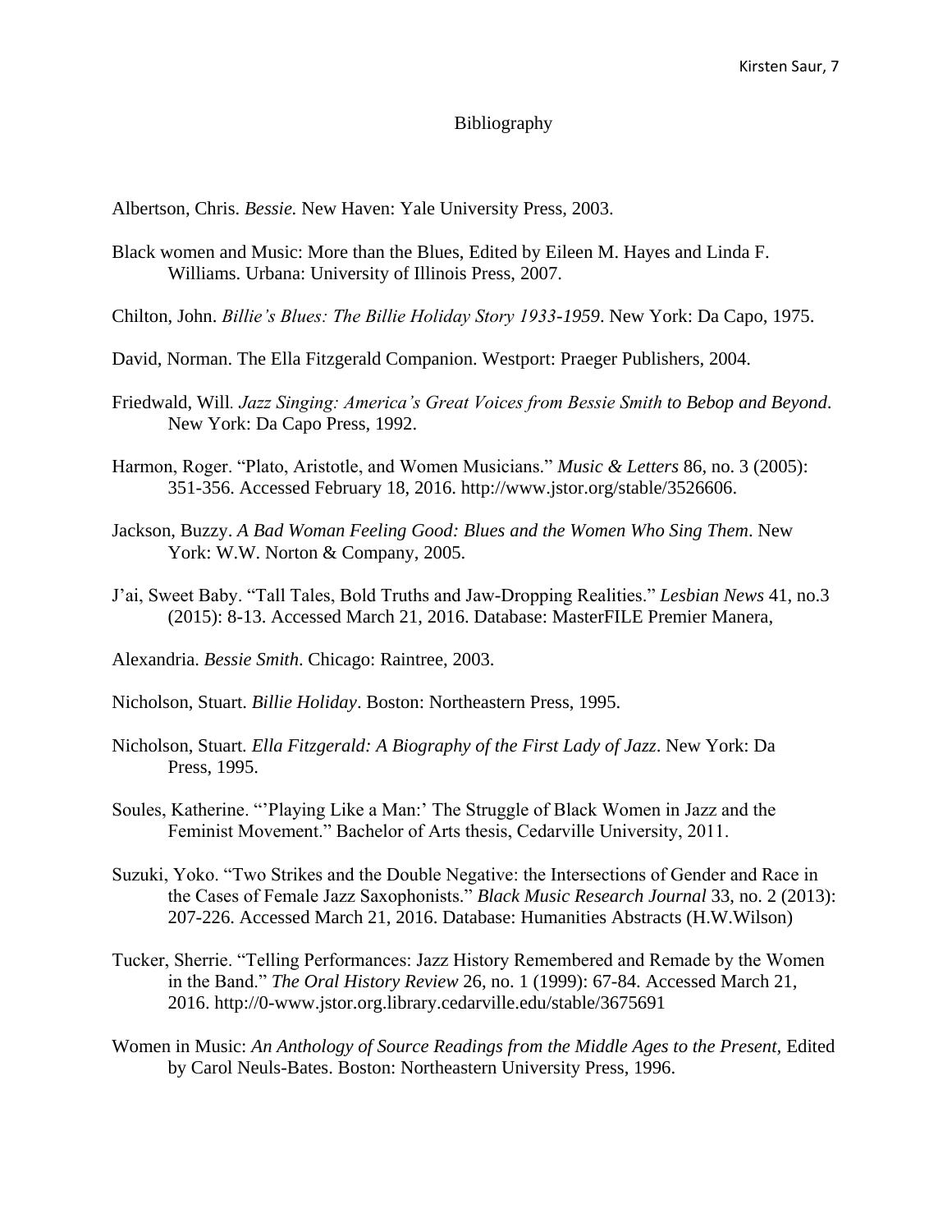# Bibliography

Albertson, Chris. *Bessie.* New Haven: Yale University Press, 2003.

Black women and Music: More than the Blues, Edited by Eileen M. Hayes and Linda F. Williams. Urbana: University of Illinois Press, 2007.

Chilton, John. *Billie's Blues: The Billie Holiday Story 1933-1959*. New York: Da Capo, 1975.

David, Norman. The Ella Fitzgerald Companion. Westport: Praeger Publishers, 2004.

Friedwald, Will. *Jazz Singing: America's Great Voices from Bessie Smith to Bebop and Beyond*. New York: Da Capo Press, 1992.

Harmon, Roger. "Plato, Aristotle, and Women Musicians." *Music & Letters* 86, no. 3 (2005): 351-356. Accessed February 18, 2016. http://www.jstor.org/stable/3526606.

Jackson, Buzzy. *A Bad Woman Feeling Good: Blues and the Women Who Sing Them*. New York: W.W. Norton & Company, 2005.

J'ai, Sweet Baby. "Tall Tales, Bold Truths and Jaw-Dropping Realities." *Lesbian News* 41, no.3 (2015): 8-13. Accessed March 21, 2016. Database: MasterFILE Premier Manera,

Alexandria. *Bessie Smith*. Chicago: Raintree, 2003.

Nicholson, Stuart. *Billie Holiday*. Boston: Northeastern Press, 1995.

Nicholson, Stuart. *Ella Fitzgerald: A Biography of the First Lady of Jazz*. New York: Da Press, 1995.

Soules, Katherine. "'Playing Like a Man:' The Struggle of Black Women in Jazz and the Feminist Movement." Bachelor of Arts thesis, Cedarville University, 2011.

Suzuki, Yoko. "Two Strikes and the Double Negative: the Intersections of Gender and Race in the Cases of Female Jazz Saxophonists." *Black Music Research Journal* 33, no. 2 (2013): 207-226. Accessed March 21, 2016. Database: Humanities Abstracts (H.W.Wilson)

Tucker, Sherrie. "Telling Performances: Jazz History Remembered and Remade by the Women in the Band." *The Oral History Review* 26, no. 1 (1999): 67-84. Accessed March 21, 2016. http://0-www.jstor.org.library.cedarville.edu/stable/3675691

Women in Music: *An Anthology of Source Readings from the Middle Ages to the Present*, Edited by Carol Neuls-Bates. Boston: Northeastern University Press, 1996.